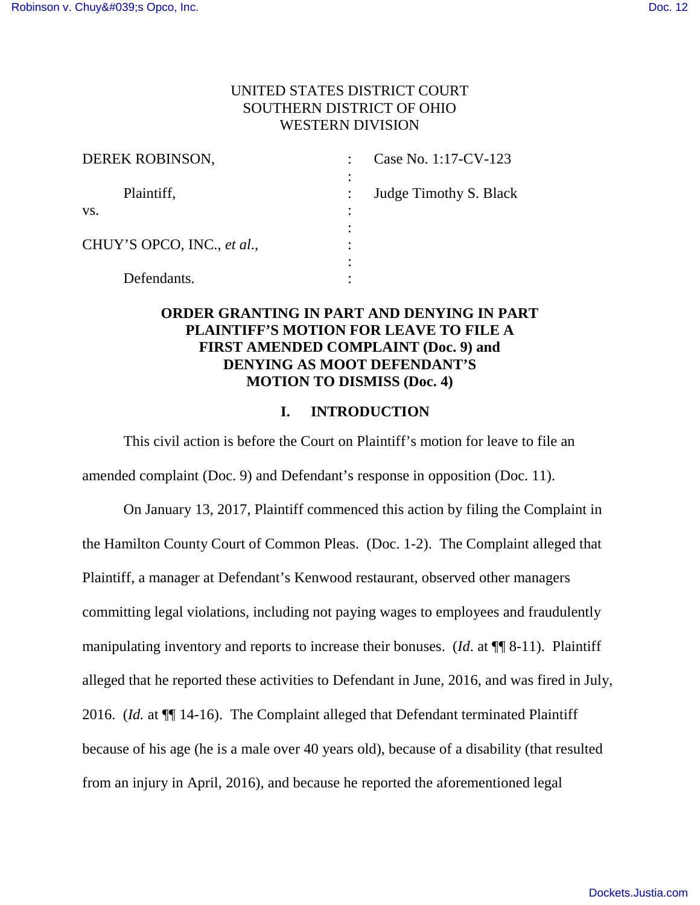UNITED STATES DISTRICT COURT
SOUTHERN DISTRICT OF OHIO
WESTERN DIVISION

| | | |
|---|---|---|
| DEREK ROBINSON, | : | Case No. 1:17-CV-123 |
| | : | |
| Plaintiff, | : | Judge Timothy S. Black |
| vs. | : | |
| | : | |
| CHUY'S OPCO, INC., *et al*., | : | |
| | : | |
| Defendants. | : | |

**ORDER GRANTING IN PART AND DENYING IN PART PLAINTIFF'S MOTION FOR LEAVE TO FILE A FIRST AMENDED COMPLAINT (Doc. 9) and DENYING AS MOOT DEFENDANT'S MOTION TO DISMISS (Doc. 4)**

## I. INTRODUCTION

This civil action is before the Court on Plaintiff's motion for leave to file an amended complaint (Doc. 9) and Defendant's response in opposition (Doc. 11).

On January 13, 2017, Plaintiff commenced this action by filing the Complaint in the Hamilton County Court of Common Pleas. (Doc. 1-2). The Complaint alleged that Plaintiff, a manager at Defendant's Kenwood restaurant, observed other managers committing legal violations, including not paying wages to employees and fraudulently manipulating inventory and reports to increase their bonuses. (*Id*. at ¶¶ 8-11). Plaintiff alleged that he reported these activities to Defendant in June, 2016, and was fired in July, 2016. (*Id.* at ¶¶ 14-16). The Complaint alleged that Defendant terminated Plaintiff because of his age (he is a male over 40 years old), because of a disability (that resulted from an injury in April, 2016), and because he reported the aforementioned legal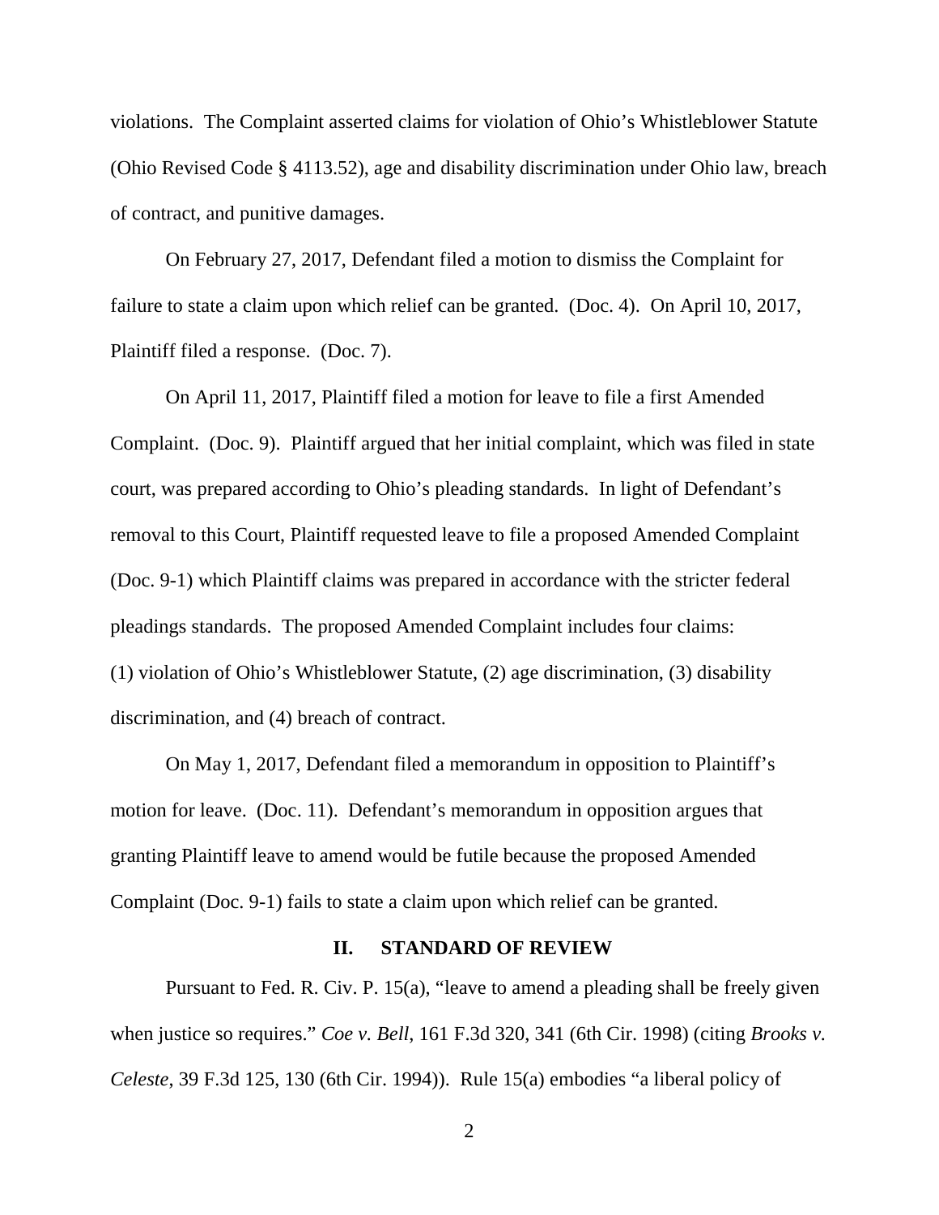violations. The Complaint asserted claims for violation of Ohio's Whistleblower Statute (Ohio Revised Code § 4113.52), age and disability discrimination under Ohio law, breach of contract, and punitive damages.

On February 27, 2017, Defendant filed a motion to dismiss the Complaint for failure to state a claim upon which relief can be granted. (Doc. 4). On April 10, 2017, Plaintiff filed a response. (Doc. 7).

On April 11, 2017, Plaintiff filed a motion for leave to file a first Amended Complaint. (Doc. 9). Plaintiff argued that her initial complaint, which was filed in state court, was prepared according to Ohio's pleading standards. In light of Defendant's removal to this Court, Plaintiff requested leave to file a proposed Amended Complaint (Doc. 9-1) which Plaintiff claims was prepared in accordance with the stricter federal pleadings standards. The proposed Amended Complaint includes four claims: (1) violation of Ohio's Whistleblower Statute, (2) age discrimination, (3) disability discrimination, and (4) breach of contract.

On May 1, 2017, Defendant filed a memorandum in opposition to Plaintiff's motion for leave. (Doc. 11). Defendant's memorandum in opposition argues that granting Plaintiff leave to amend would be futile because the proposed Amended Complaint (Doc. 9-1) fails to state a claim upon which relief can be granted.

## II. STANDARD OF REVIEW

Pursuant to Fed. R. Civ. P. 15(a), "leave to amend a pleading shall be freely given when justice so requires." *Coe v. Bell*, 161 F.3d 320, 341 (6th Cir. 1998) (citing *Brooks v. Celeste*, 39 F.3d 125, 130 (6th Cir. 1994)). Rule 15(a) embodies "a liberal policy of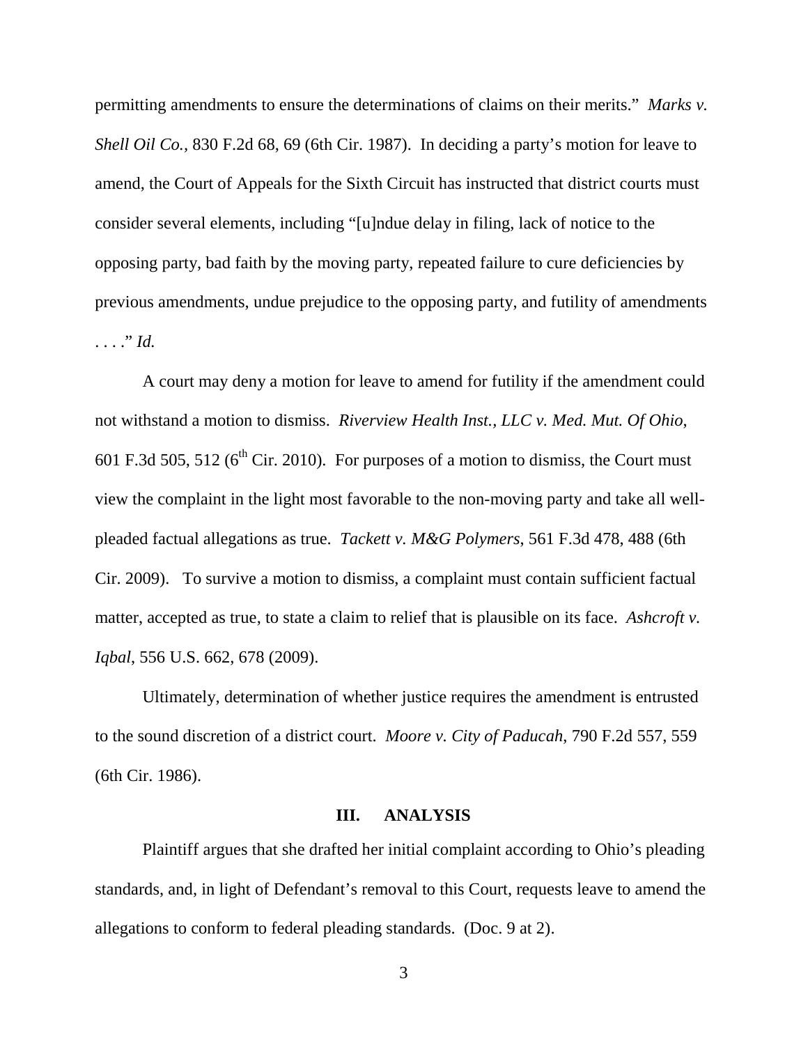permitting amendments to ensure the determinations of claims on their merits." *Marks v. Shell Oil Co.*, 830 F.2d 68, 69 (6th Cir. 1987). In deciding a party's motion for leave to amend, the Court of Appeals for the Sixth Circuit has instructed that district courts must consider several elements, including "[u]ndue delay in filing, lack of notice to the opposing party, bad faith by the moving party, repeated failure to cure deficiencies by previous amendments, undue prejudice to the opposing party, and futility of amendments . . . ." *Id.*

A court may deny a motion for leave to amend for futility if the amendment could not withstand a motion to dismiss. *Riverview Health Inst., LLC v. Med. Mut. Of Ohio*, 601 F.3d 505, 512 (6th Cir. 2010). For purposes of a motion to dismiss, the Court must view the complaint in the light most favorable to the non-moving party and take all well-pleaded factual allegations as true. *Tackett v. M&G Polymers*, 561 F.3d 478, 488 (6th Cir. 2009). To survive a motion to dismiss, a complaint must contain sufficient factual matter, accepted as true, to state a claim to relief that is plausible on its face. *Ashcroft v. Iqbal*, 556 U.S. 662, 678 (2009).

Ultimately, determination of whether justice requires the amendment is entrusted to the sound discretion of a district court. *Moore v. City of Paducah*, 790 F.2d 557, 559 (6th Cir. 1986).

## III. ANALYSIS

Plaintiff argues that she drafted her initial complaint according to Ohio's pleading standards, and, in light of Defendant's removal to this Court, requests leave to amend the allegations to conform to federal pleading standards. (Doc. 9 at 2).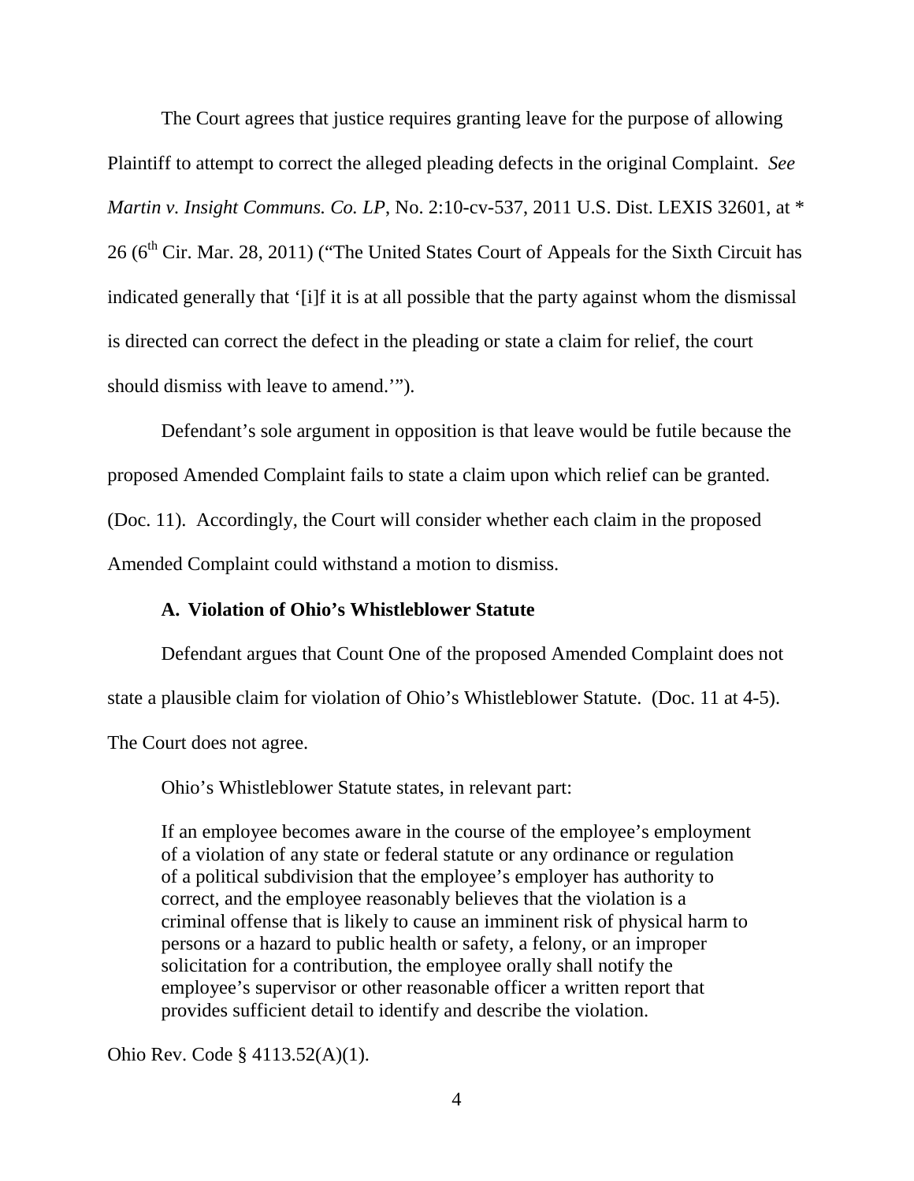The Court agrees that justice requires granting leave for the purpose of allowing Plaintiff to attempt to correct the alleged pleading defects in the original Complaint. *See Martin v. Insight Communs. Co. LP*, No. 2:10-cv-537, 2011 U.S. Dist. LEXIS 32601, at * 26 (6th Cir. Mar. 28, 2011) ("The United States Court of Appeals for the Sixth Circuit has indicated generally that '[i]f it is at all possible that the party against whom the dismissal is directed can correct the defect in the pleading or state a claim for relief, the court should dismiss with leave to amend.'").

Defendant's sole argument in opposition is that leave would be futile because the proposed Amended Complaint fails to state a claim upon which relief can be granted. (Doc. 11). Accordingly, the Court will consider whether each claim in the proposed Amended Complaint could withstand a motion to dismiss.

### A. Violation of Ohio's Whistleblower Statute

Defendant argues that Count One of the proposed Amended Complaint does not state a plausible claim for violation of Ohio's Whistleblower Statute. (Doc. 11 at 4-5). The Court does not agree.

Ohio's Whistleblower Statute states, in relevant part:

> If an employee becomes aware in the course of the employee's employment of a violation of any state or federal statute or any ordinance or regulation of a political subdivision that the employee's employer has authority to correct, and the employee reasonably believes that the violation is a criminal offense that is likely to cause an imminent risk of physical harm to persons or a hazard to public health or safety, a felony, or an improper solicitation for a contribution, the employee orally shall notify the employee's supervisor or other reasonable officer a written report that provides sufficient detail to identify and describe the violation.

Ohio Rev. Code § 4113.52(A)(1).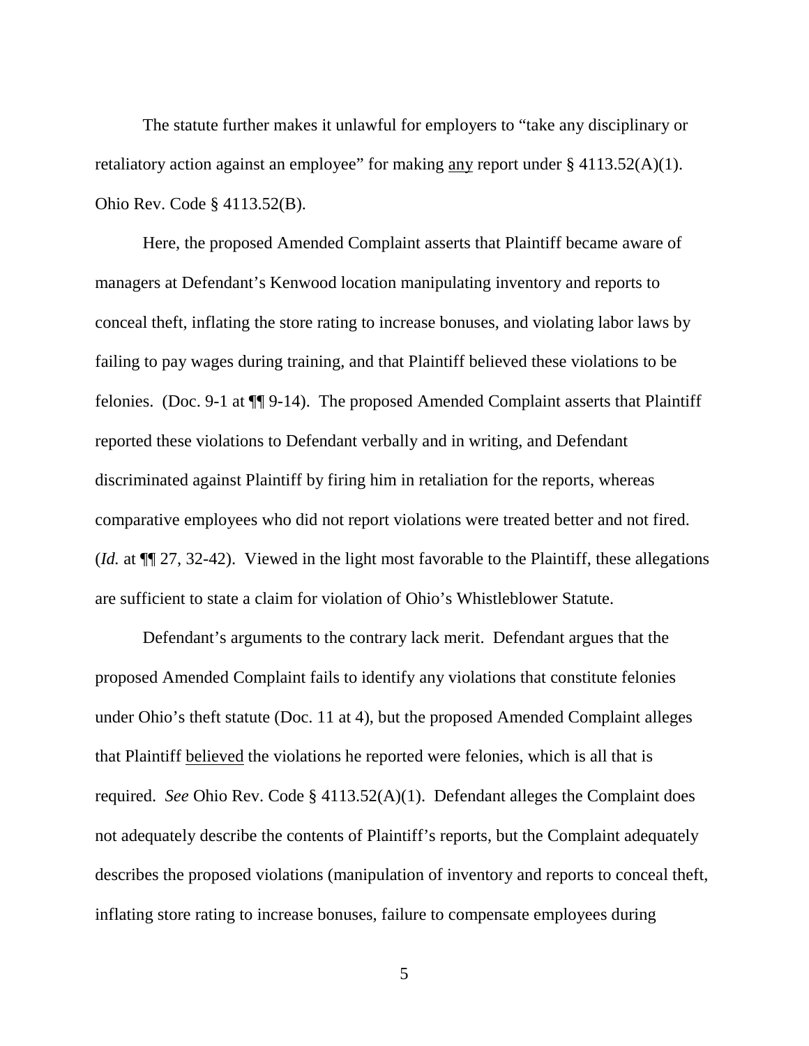The statute further makes it unlawful for employers to "take any disciplinary or retaliatory action against an employee" for making <u>any</u> report under § 4113.52(A)(1). Ohio Rev. Code § 4113.52(B).

Here, the proposed Amended Complaint asserts that Plaintiff became aware of managers at Defendant's Kenwood location manipulating inventory and reports to conceal theft, inflating the store rating to increase bonuses, and violating labor laws by failing to pay wages during training, and that Plaintiff believed these violations to be felonies. (Doc. 9-1 at ¶¶ 9-14). The proposed Amended Complaint asserts that Plaintiff reported these violations to Defendant verbally and in writing, and Defendant discriminated against Plaintiff by firing him in retaliation for the reports, whereas comparative employees who did not report violations were treated better and not fired. (*Id.* at ¶¶ 27, 32-42). Viewed in the light most favorable to the Plaintiff, these allegations are sufficient to state a claim for violation of Ohio's Whistleblower Statute.

Defendant's arguments to the contrary lack merit. Defendant argues that the proposed Amended Complaint fails to identify any violations that constitute felonies under Ohio's theft statute (Doc. 11 at 4), but the proposed Amended Complaint alleges that Plaintiff <u>believed</u> the violations he reported were felonies, which is all that is required. *See* Ohio Rev. Code § 4113.52(A)(1). Defendant alleges the Complaint does not adequately describe the contents of Plaintiff's reports, but the Complaint adequately describes the proposed violations (manipulation of inventory and reports to conceal theft, inflating store rating to increase bonuses, failure to compensate employees during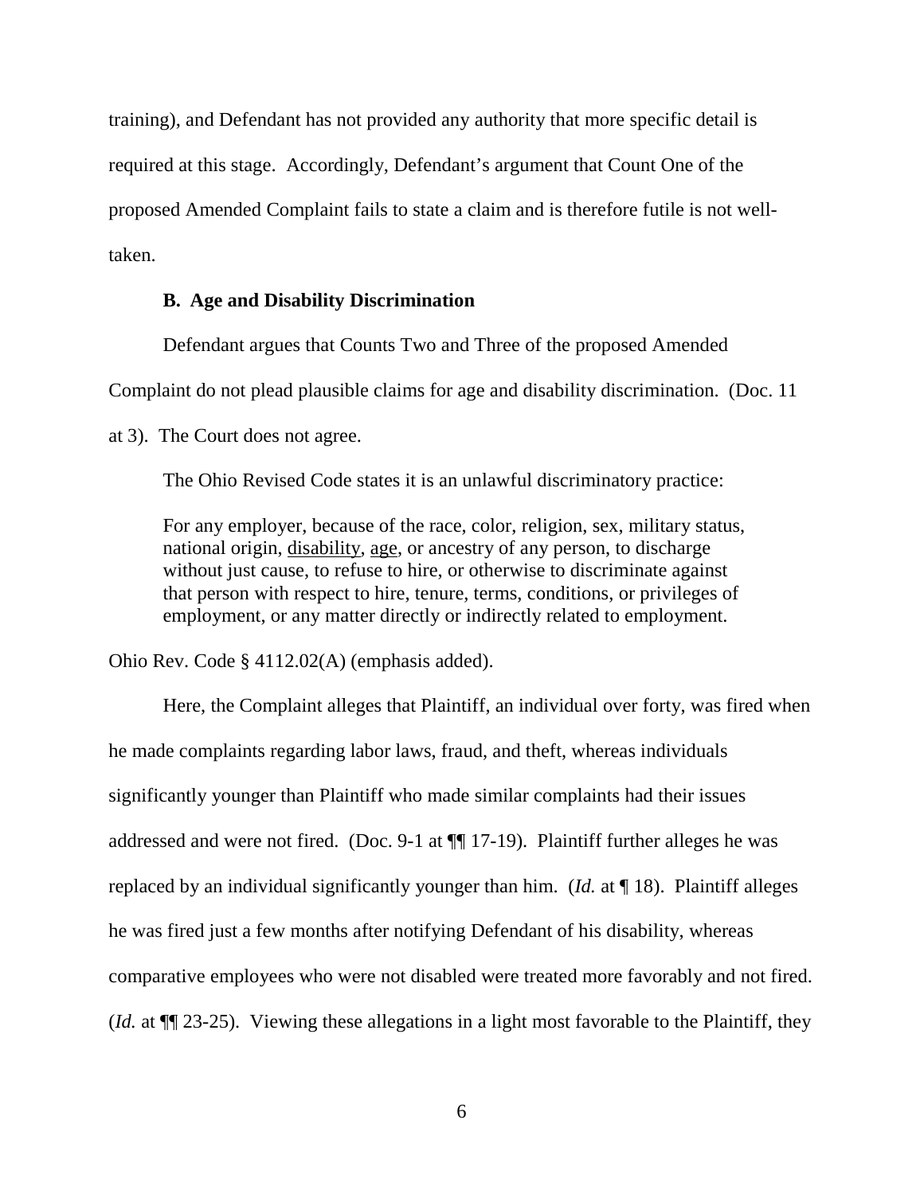training), and Defendant has not provided any authority that more specific detail is required at this stage. Accordingly, Defendant's argument that Count One of the proposed Amended Complaint fails to state a claim and is therefore futile is not well-taken.

### B. Age and Disability Discrimination

Defendant argues that Counts Two and Three of the proposed Amended Complaint do not plead plausible claims for age and disability discrimination. (Doc. 11 at 3). The Court does not agree.

The Ohio Revised Code states it is an unlawful discriminatory practice:

> For any employer, because of the race, color, religion, sex, military status, national origin, <u>disability</u>, <u>age</u>, or ancestry of any person, to discharge without just cause, to refuse to hire, or otherwise to discriminate against that person with respect to hire, tenure, terms, conditions, or privileges of employment, or any matter directly or indirectly related to employment.

Ohio Rev. Code § 4112.02(A) (emphasis added).

Here, the Complaint alleges that Plaintiff, an individual over forty, was fired when he made complaints regarding labor laws, fraud, and theft, whereas individuals significantly younger than Plaintiff who made similar complaints had their issues addressed and were not fired. (Doc. 9-1 at ¶¶ 17-19). Plaintiff further alleges he was replaced by an individual significantly younger than him. (*Id.* at ¶ 18). Plaintiff alleges he was fired just a few months after notifying Defendant of his disability, whereas comparative employees who were not disabled were treated more favorably and not fired. (*Id.* at ¶¶ 23-25). Viewing these allegations in a light most favorable to the Plaintiff, they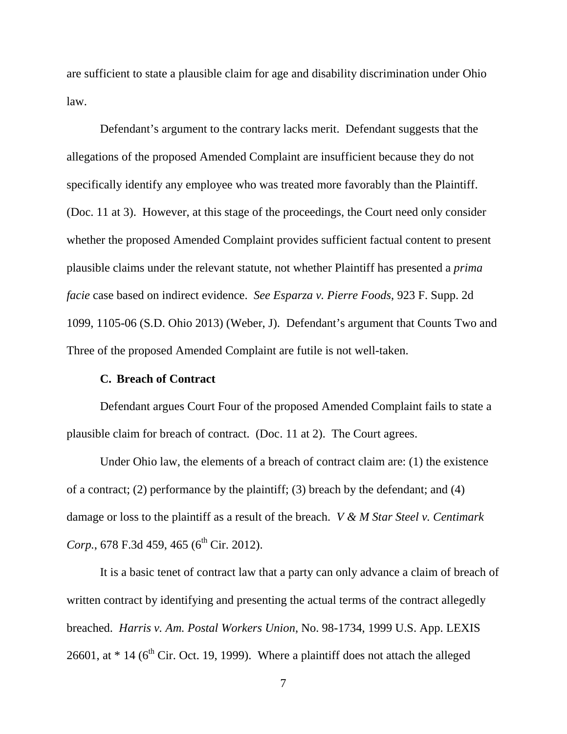are sufficient to state a plausible claim for age and disability discrimination under Ohio law.

Defendant's argument to the contrary lacks merit. Defendant suggests that the allegations of the proposed Amended Complaint are insufficient because they do not specifically identify any employee who was treated more favorably than the Plaintiff. (Doc. 11 at 3). However, at this stage of the proceedings, the Court need only consider whether the proposed Amended Complaint provides sufficient factual content to present plausible claims under the relevant statute, not whether Plaintiff has presented a *prima facie* case based on indirect evidence. *See Esparza v. Pierre Foods*, 923 F. Supp. 2d 1099, 1105-06 (S.D. Ohio 2013) (Weber, J). Defendant's argument that Counts Two and Three of the proposed Amended Complaint are futile is not well-taken.

**C. Breach of Contract**

Defendant argues Court Four of the proposed Amended Complaint fails to state a plausible claim for breach of contract. (Doc. 11 at 2). The Court agrees.

Under Ohio law, the elements of a breach of contract claim are: (1) the existence of a contract; (2) performance by the plaintiff; (3) breach by the defendant; and (4) damage or loss to the plaintiff as a result of the breach. *V & M Star Steel v. Centimark Corp.*, 678 F.3d 459, 465 (6th Cir. 2012).

It is a basic tenet of contract law that a party can only advance a claim of breach of written contract by identifying and presenting the actual terms of the contract allegedly breached. *Harris v. Am. Postal Workers Union*, No. 98-1734, 1999 U.S. App. LEXIS 26601, at * 14 (6th Cir. Oct. 19, 1999). Where a plaintiff does not attach the alleged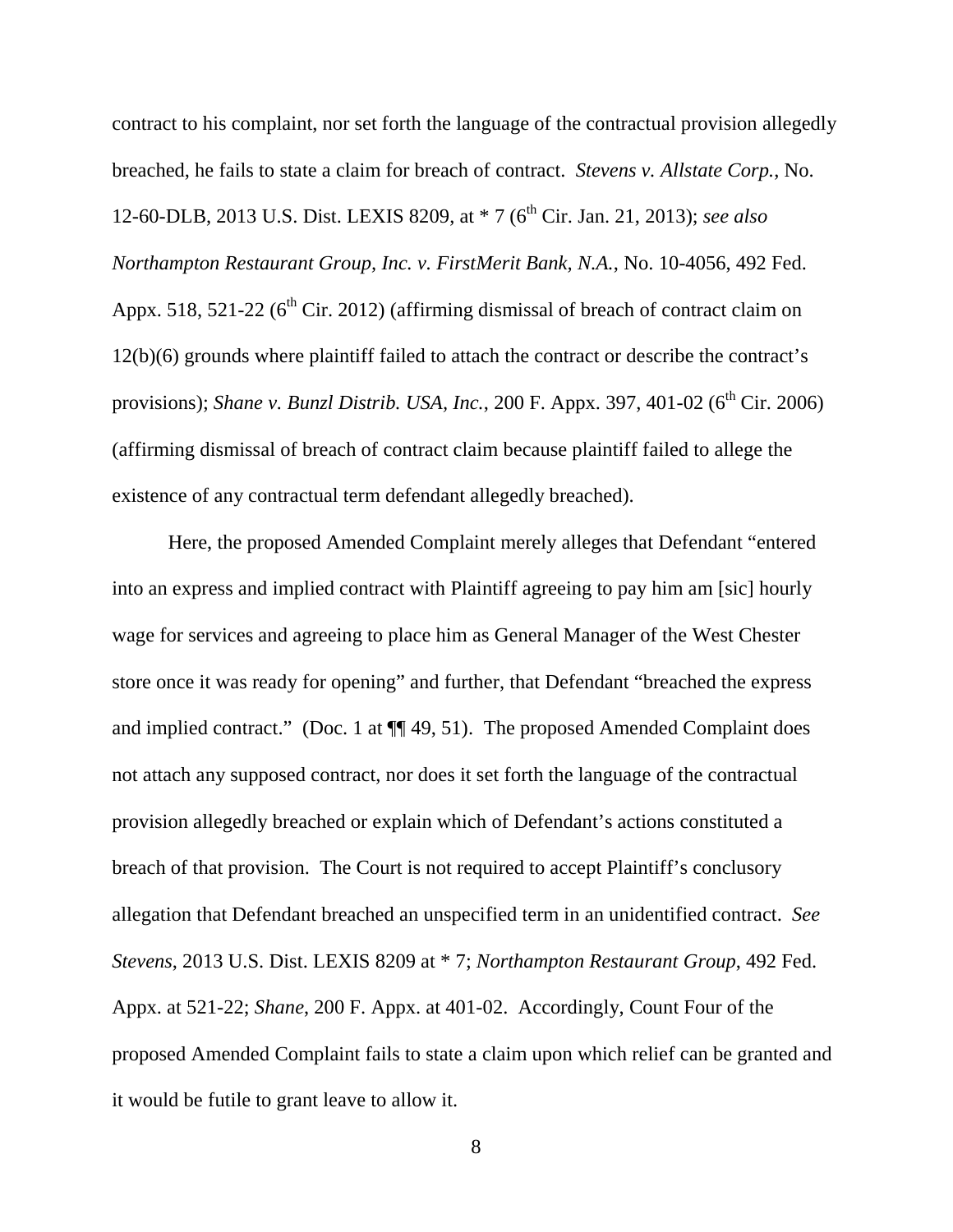contract to his complaint, nor set forth the language of the contractual provision allegedly breached, he fails to state a claim for breach of contract. *Stevens v. Allstate Corp.*, No. 12-60-DLB, 2013 U.S. Dist. LEXIS 8209, at * 7 (6th Cir. Jan. 21, 2013); *see also Northampton Restaurant Group, Inc. v. FirstMerit Bank, N.A.*, No. 10-4056, 492 Fed. Appx. 518, 521-22 (6th Cir. 2012) (affirming dismissal of breach of contract claim on 12(b)(6) grounds where plaintiff failed to attach the contract or describe the contract's provisions); *Shane v. Bunzl Distrib. USA, Inc.*, 200 F. Appx. 397, 401-02 (6th Cir. 2006) (affirming dismissal of breach of contract claim because plaintiff failed to allege the existence of any contractual term defendant allegedly breached).

Here, the proposed Amended Complaint merely alleges that Defendant "entered into an express and implied contract with Plaintiff agreeing to pay him am [sic] hourly wage for services and agreeing to place him as General Manager of the West Chester store once it was ready for opening" and further, that Defendant "breached the express and implied contract." (Doc. 1 at ¶¶ 49, 51). The proposed Amended Complaint does not attach any supposed contract, nor does it set forth the language of the contractual provision allegedly breached or explain which of Defendant's actions constituted a breach of that provision. The Court is not required to accept Plaintiff's conclusory allegation that Defendant breached an unspecified term in an unidentified contract. *See Stevens*, 2013 U.S. Dist. LEXIS 8209 at * 7; *Northampton Restaurant Group*, 492 Fed. Appx. at 521-22; *Shane*, 200 F. Appx. at 401-02. Accordingly, Count Four of the proposed Amended Complaint fails to state a claim upon which relief can be granted and it would be futile to grant leave to allow it.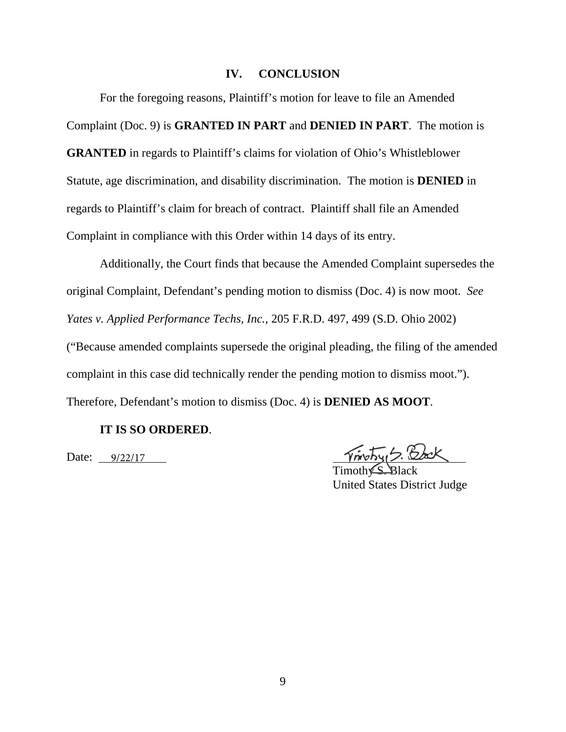## IV. CONCLUSION

For the foregoing reasons, Plaintiff's motion for leave to file an Amended Complaint (Doc. 9) is **GRANTED IN PART** and **DENIED IN PART**. The motion is **GRANTED** in regards to Plaintiff's claims for violation of Ohio's Whistleblower Statute, age discrimination, and disability discrimination. The motion is **DENIED** in regards to Plaintiff's claim for breach of contract. Plaintiff shall file an Amended Complaint in compliance with this Order within 14 days of its entry.

Additionally, the Court finds that because the Amended Complaint supersedes the original Complaint, Defendant's pending motion to dismiss (Doc. 4) is now moot. *See Yates v. Applied Performance Techs, Inc.*, 205 F.R.D. 497, 499 (S.D. Ohio 2002) ("Because amended complaints supersede the original pleading, the filing of the amended complaint in this case did technically render the pending motion to dismiss moot."). Therefore, Defendant's motion to dismiss (Doc. 4) is **DENIED AS MOOT**.

**IT IS SO ORDERED**.

Date: 9/22/17

Timothy S. Black
United States District Judge